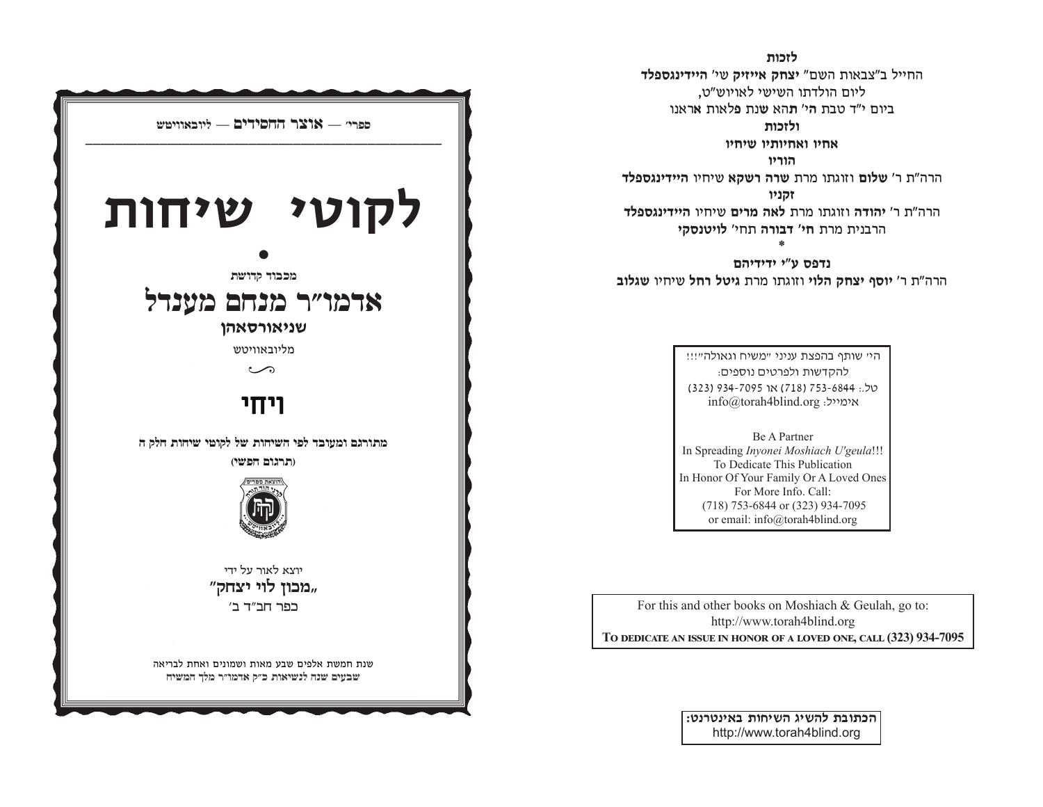ספרי׳ — **אוצר החסידים** — ליובאוויטש

# לקוטי שיחות

•

מכבוד קדושת

## אדמו״ר מנחם מענדל

**שניאורסאהן**

מליובאוויטש

## ויחי

**מתורגם ומעובד לפי השיחות של לקוטי שיחות חלק ח**

**(תרגום חפשי)**

יוצא לאור על ידי

**„מכון לוי יצחק"**

כפר חב״ד ב׳

שנת חמשת אלפים שבע מאות ושמונים ואחת לבריאה
שבעים שנה לנשיאות כ״ק אדמו״ר מלך המשיח

---

**לזכות**

החייל ב"צבאות השם" **יצחק אייזיק** שי׳ **היידינגספלד**
ליום הולדתו השישי לאויוש"ט,
ביום י"ד טבת **הי׳ תהא שנת פלאות אראנו**

**ולזכות**

**אחיו ואחיותיו שיחיו**

**הוריו**

הרה"ת ר׳ **שלום** וזוגתו מרת **שרה רשקא** שיחיו **היידינגספלד**

**זקניו**

הרה"ת ר׳ **יהודה** וזוגתו מרת **לאה מרים** שיחיו **היידינגספלד**
הרבנית מרת **חי׳ דבורה** תחי׳ **לויטנסקי**

*

**נדפס ע"י ידידיהם**

הרה"ת ר׳ **יוסף יצחק הלוי** וזוגתו מרת **גיטל רחל** שיחיו **שגלוב**

הי׳ שותף בהפצת עניני "משיח וגאולה"!!!
להקדשות ולפרטים נוספים:
טל.: 753-6844 (718) או 934-7095 (323)
אימייל: info@torah4blind.org

Be A Partner
In Spreading *Inyonei Moshiach U'geula*!!!
To Dedicate This Publication
In Honor Of Your Family Or A Loved Ones
For More Info. Call:
(718) 753-6844 or (323) 934-7095
or email: info@torah4blind.org

For this and other books on Moshiach & Geulah, go to:
http://www.torah4blind.org
**TO DEDICATE AN ISSUE IN HONOR OF A LOVED ONE, CALL (323) 934-7095**

**הכתובת להשיג השיחות באינטרנט:**
http://www.torah4blind.org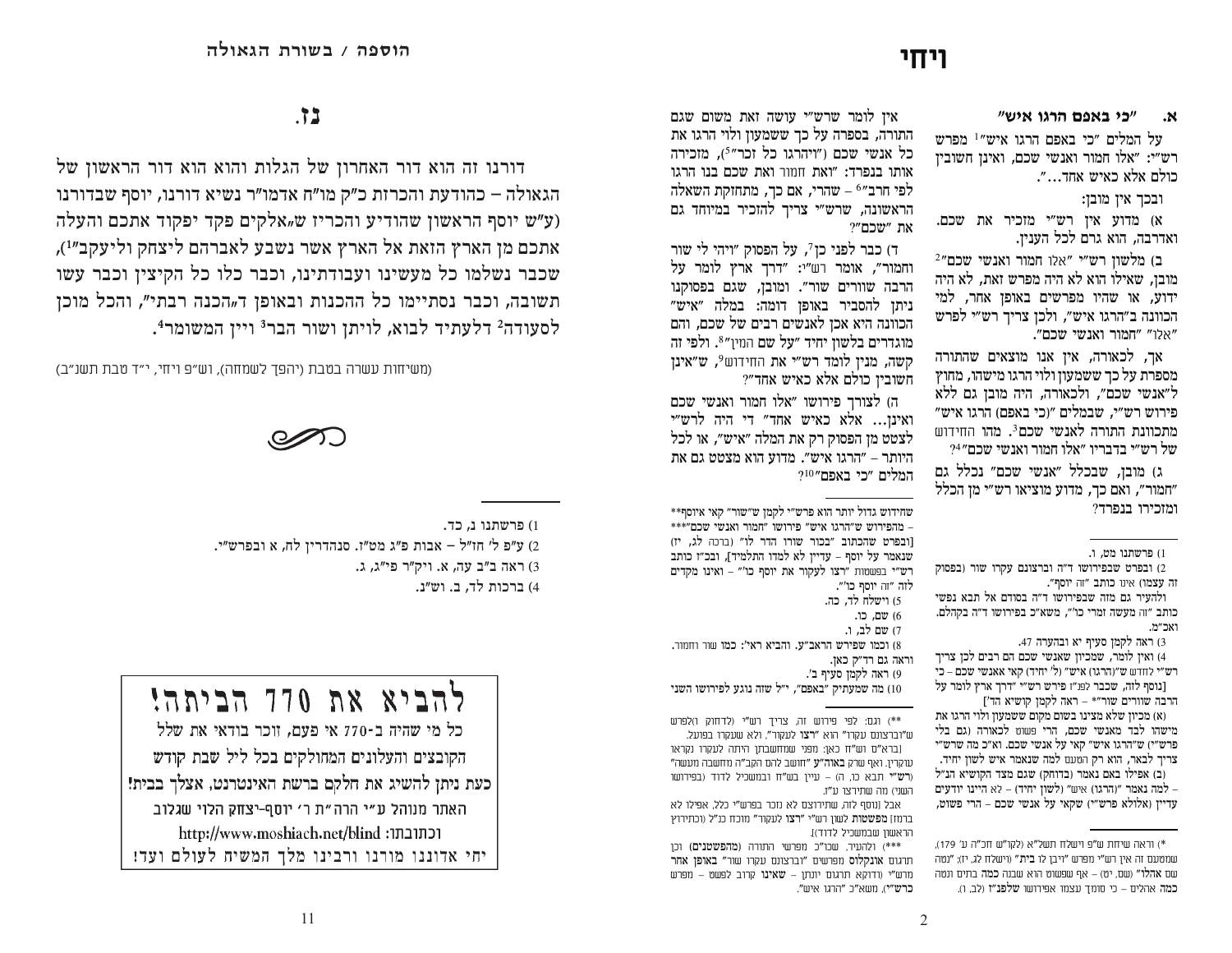# ויחי

### א. "כי באפם הרגו איש"

על המלים "כי באפם הרגו איש"[1] מפרש רש"י: "אלו חמור ואנשי שכם, ואינן חשובין כולם אלא כאיש אחד...".

ובכך אין מובן:

א) מדוע אין רש"י מזכיר את שכם. ואדרבה, הוא גרם לכל הענין.

ב) מלשון רש"י "אלו חמור ואנשי שכם"[2] מובן, שאילו הוא לא היה מפרש זאת, לא היה ידוע, או שהיו מפרשים באופן אחר, למי הכוונה ב"הרגו איש", ולכן צריך רש"י לפרש "אלו" "חמור ואנשי שכם".

אך, לכאורה, אין אנו מוצאים שהתורה מספרת על כך ששמעון ולוי הרגו מישהו, מחוץ ל"אנשי שכם", ולכאורה, היה מובן גם ללא פירוש רש"י, שבמלים ("כי באפם) הרגו איש" מתכוונת התורה לאנשי שכם[3]. מהו החידוש של רש"י בדבריו "אלו חמור ואנשי שכם"[4]?

ג) מובן, שבכלל "אנשי שכם" נכלל גם "חמור", ואם כך, מדוע מוציאו רש"י מן הכלל ומזכירו בנפרד?

אין לומר שרש"י עושה זאת משום שגם התורה, בספרה על כך ששמעון ולוי הרגו את כל אנשי שכם ("ויהרגו כל זכר"[5]), מזכירה אותו בנפרד: "ואת חמור ואת שכם בנו הרגו לפי חרב"[6] – שהרי, אם כך, מתחזקת השאלה הראשונה, שרש"י צריך להזכיר במיוחד גם את "שכם"?

ד) כבר לפני כן[7], על הפסוק "ויהי לי שור וחמור", אומר רש"י: "דרך ארץ לומר על הרבה שוורים שור". ומובן, שגם בפסוקנו ניתן להסביר באופן דומה: במלה "איש" הכוונה היא אכן לאנשים רבים של שכם, והם מוגדרים בלשון יחיד "על שם המין"[8]. ולפי זה קשה, מנין לומד רש"י את החידוש[9], ש"אינן חשובין כולם אלא כאיש אחד"?

ה) לצורך פירושו "אלו חמור ואנשי שכם ואינן... אלא כאיש אחד" די היה לרש"י לצטט מן הפסוק רק את המלה "איש", או לכל היותר – "הרגו איש". מדוע הוא מצטט גם את המלים "כי באפם"[10]?

---

1) פרשתנו מט, ו.

2) ובפרט שבפירושו ד"ה וברצונם עקרו שור (בפסוק זה עצמו) אינו כותב "זה יוסף".
ולהעיר גם מזה שבפירושו ד"ה בסודם אל תבא נפשי כותב "זה מעשה זמרי כו'", משא"כ בפירושו ד"ה בקהלם. ואכ"מ.

3) ראה לקמן סעיף יא ובהערה 47.

4) ואין לומר, שמכיון שאנשי שכם הם רבים לכן צריך רש"י לחדש ש"(הרגו) איש" (ל' יחיד) קאי אאנשי שכם – כי [נוסף לזה, שכבר לפנ"ז פירש רש"י "דרך ארץ לומר על הרבה שוורים שור"* – ראה לקמן קושיא הד'] (א) מכיון שלא מצינו בשום מקום ששמעון ולוי הרגו את מישהו לבד מאנשי שכם, הרי פשוט לכאורה (גם בלי פרש"י) ש"הרגו איש" קאי על אנשי שכם. וא"כ מה שרש"י צריך לבאר, הוא רק הטעם למה שנאמר איש לשון יחיד. (ב) אפילו באם נאמר (בדוחק) שגם מצד הקושיא הנ"ל – למה נאמר "(והרגו) איש" (לשון יחיד) – לא היינו יודעים עדיין (אלולא פרש"י) שקאי על אנשי שכם – הרי פשוט, שחידוש גדול יותר הוא פרש"י לקמן ש"שור" קאי איוסף** – מהפירוש ש"הרגו איש" פירושו "חמור ואנשי שכם"*** [ובפרט שהכתוב "בכור שורו הדר לו" (ברכה לג, יז) שנאמר על יוסף – עדיין לא למדו התלמיד], ובכ"ז כותב רש"י בפשטות "רצו לעקור את יוסף כו'" – ואינו מקדים לזה "זה יוסף כו'".

5) וישלח לד, כה.

6) שם, כו.

7) שם לב, ו.

8) וכמו שפירש הראב"ע. והביא ראי': כמו שור וחמור. וראה גם רד"ק כאן.

9) ראה לקמן סעיף ב'.

10) מה שמעתיק "באפם", י"ל שזה נוגע לפירושו השני

*) וראה שיחת ש"פ וישלח תשל"א (לקו"ש חכ"ה ע' 179). שמטעם זה אין רש"י מפרש "ויבן לו בית" (וישלח לג, יז): "נמה שם אהלו" (שם, יט) – אף שפשוט הוא שבנה כמה בתים ונמה כמה אהלים – כי סומך עצמו אפירושו שלפנ"ז (לב, ו).

**) וגם: לפי פירוש זה, צריך רש"י (לדחוק ו)לפרש ש"וברצונם עקרו" הוא "רצו לעקור", ולא שעקרו בפועל.
[בראב"ע ושי"ח כאן: מפני שמחשבתן היתה לעקור נקראו עוקרין, ואף שרק באוה"ע "חושב להם הקב"ה מחשבה כמעשה" (רש"י תבא כו, ה) – עיין בשי"ח ובמשכיל לדוד (בפירוש השני) מה שתירצו ע"ז.
אבל [נוסף לזה, שתירוצם לא נזכר בפרש"י כלל, אפילו לא ברמז] מפשטות לשון רש"י "רצו לעקור" מוכח כנ"ל (וכתירוץ הראשון שבמשכיל לדוד)].

***) ולהעיר, שכ"כ מפרשי התורה (מהפשטנים) וכן תרגום אונקלוס מפרשים "וברצונם עקרו שור" באופן אחר מרש"י (ודוקא תרגום יונתן – שאינו קרוב לפשט – מפרש כרש"י), משא"כ "הרגו איש".

---

# הוספה / בשורת הגאולה

## נז.

דורנו זה הוא דור האחרון של הגלות והוא הוא דור הראשון של הגאולה – כהודעת והכרזת כ"ק מו"ח אדמו"ר נשיא דורנו, יוסף שבדורנו (ע"ש יוסף הראשון שהודיע והכריז ש"אלקים פקד יפקוד אתכם והעלה אתכם מן הארץ הזאת אל הארץ אשר נשבע לאברהם ליצחק וליעקב"[1]), שכבר נשלמו כל מעשינו ועבודתינו, וכבר כלו כל הקיצין וכבר עשו תשובה, וכבר נסתיימו כל ההכנות ובאופן ד"הכנה רבתי", והכל מוכן לסעודה[2] דלעתיד לבוא, לויתן ושור הבר[3] ויין המשומר[4].

(משיחות עשרה בטבת (יהפך לשמחה), וש"פ ויחי, י"ד טבת תשנ"ב)

---

1) פרשתנו נ, כד.

2) ע"פ ל' חז"ל – אבות פ"ג מט"ז. סנהדרין לח, א ובפרש"י.

3) ראה ב"ב עה, א. ויק"ר פי"ג, ג.

4) ברכות לד, ב. וש"נ.

---

**להביא את 770 הביתה!**

כל מי שהיה ב-770 אי פעם, זוכר בודאי את שלל הקובצים והעלונים המחולקים בכל ליל שבת קודש

**כעת ניתן להשיג את חלקם ברשת האינטרנט, אצלך בבית!**

האתר מנוהל ע"י הרה"ת ר' יוסף-יצחק הלוי שגלוב

וכתובתו: http://www.moshiach.net/blind

יחי אדוננו מורנו ורבינו מלך המשיח לעולם ועד!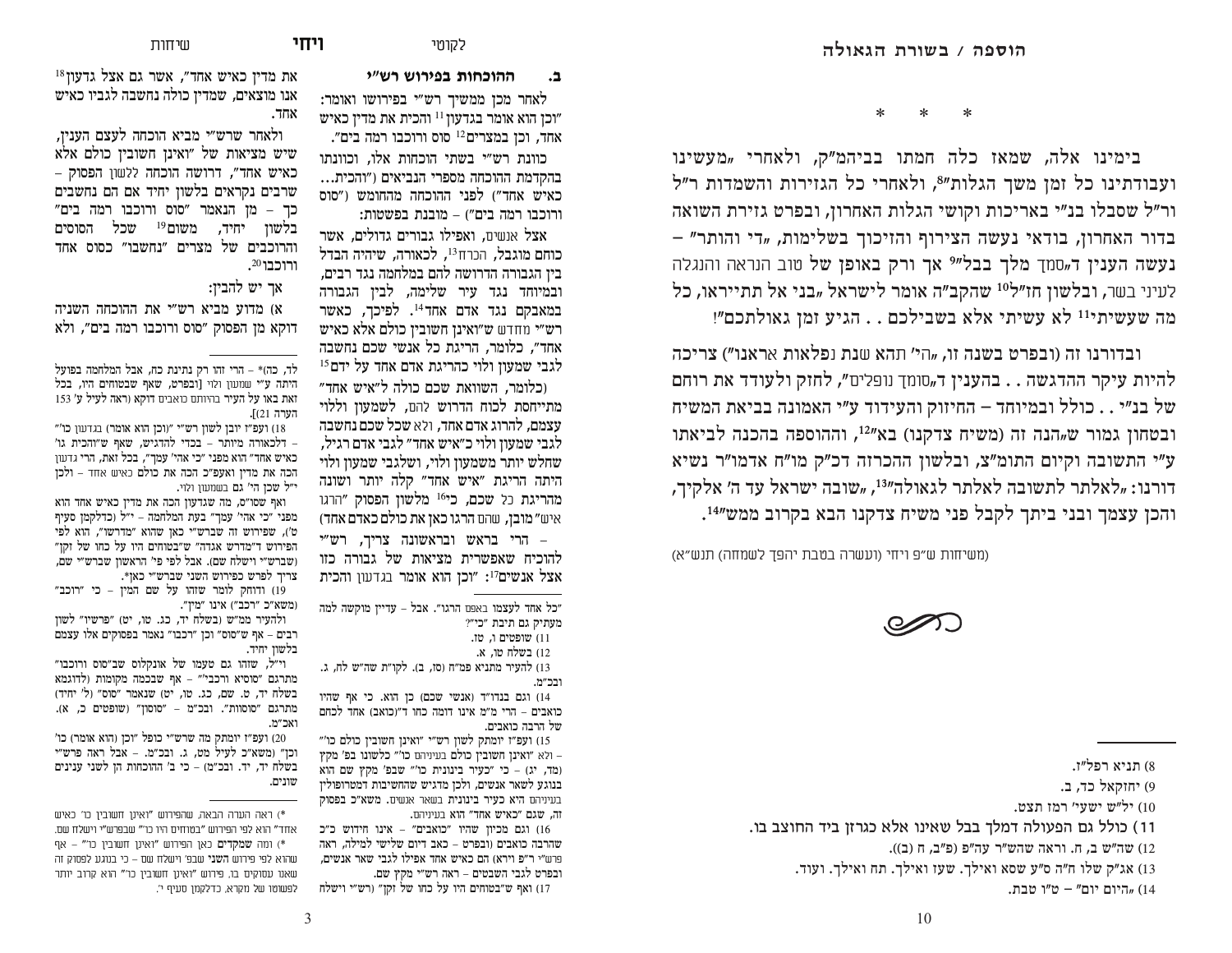\* \* \*

בימינו אלה, שמאז כלה חמתו בביהמ"ק, ולאחרי "מעשינו ועבודתינו כל זמן משך הגלות"[8], ולאחרי כל הגזירות והשמדות ר"ל ור"ל שסבלו בנ"י באריכות וקושי הגלות האחרון, ובפרט גזירת השואה בדור האחרון, בודאי נעשה הצירוף והזיכוך בשלימות, "די והותר" – נעשה הענין ד"סמך מלך בבל"[9] אך ורק באופן של טוב הנראה והנגלה לעיני בשר, ובלשון חז"ל[10] שהקב"ה אומר לישראל "בני אל תתייראו, כל מה שעשיתי[11] לא עשיתי אלא בשבילכם . . הגיע זמן גאולתכם"!

ובדורנו זה (ובפרט בשנה זו, "הי' תהא שנת נפלאות אראנו") צריכה להיות עיקר ההדגשה . . בהענין ד"סומך נופלים", לחזק ולעודד את רוחם של בנ"י . . כולל ובמיוחד – החיזוק והעידוד ע"י האמונה בביאת המשיח ובטחון גמור ש"הנה זה (משיח צדקנו) בא"[12], וההוספה בהכנה לביאתו ע"י התשובה וקיום התומ"צ, ובלשון ההכרזה דכ"ק מו"ח אדמו"ר נשיא דורנו: "לאלתר לתשובה לאלתר לגאולה"[13], "שובה ישראל עד ה' אלקיך, והכן עצמך ובני ביתך לקבל פני משיח צדקנו הבא בקרוב ממש"[14].

(משיחות ש"פ ויחי (ועשרה בטבת יהפך לשמחה) תנש"א)

---

8) תניא רפל"ז.
9) יחזקאל כד, ב.
10) יל"ש ישעי' רמז תצט.
11) כולל גם הפעולה דמלך בבל שאינו אלא כגרזן ביד החוצב בו.
12) שה"ש ב, ח. וראה שהש"ר עה"פ (פ"ב, ח (ב)).
13) אג"ק שלו ח"ה ס"ע שסא ואילך. שעז ואילך. תח ואילך. ועוד.
14) "היום יום" – ט"ו טבת.

---

### ב. ההוכחות בפירוש רש"י

לאחר מכן ממשיך רש"י בפירושו ואומר: "וכן הוא אומר בגדעון[11] והכית את מדין כאיש אחד, וכן במצרים[12] סוס ורוכבו רמה בים".

כוונת רש"י בשתי הוכחות אלו, וכוונתו בהקדמת ההוכחה מספרי הנביאים ("והכית... כאיש אחד") לפני ההוכחה מהחומש ("סוס ורוכבו רמה בים") – מובנת בפשטות:

אצל אנשים, ואפילו גבורים גדולים, אשר כוחם מוגבל, הכרח[13], לכאורה, שיהיה הבדל בין הגבורה הדרושה להם במלחמה נגד רבים, ובמיוחד נגד עיר שלימה, לבין הגבורה במאבקם נגד אדם אחד[14]. לפיכך, כאשר רש"י מחדש ש"ואינן חשובין כולם אלא כאיש אחד", כלומר, הריגת כל אנשי שכם נחשבה לגבי שמעון ולוי כהריגת אדם אחד על ידם[15] (כלומר, השוואת שכם כולה ל"איש אחד" מתייחסת לכוח הדרוש להם, לשמעון ולוי עצמם, להרוג אדם אחד, ולא שכל שכם נחשבה לגבי שמעון ולוי כ"איש אחד" לגבי אדם רגיל, שחלש יותר משמעון ולוי, ושלגבי שמעון ולוי היתה הריגת "איש אחד" קלה יותר ושונה מהריגת כל שכם, כי[16] מלשון הפסוק "הרגו איש" מובן, שהם הרגו כאן את כולם כאדם אחד) – הרי בראש ובראשונה צריך, רש"י להוכיח שאפשרית מציאות של גבורה כזו אצל אנשים[17]: "וכן הוא אומר בגדעון והכית את מדין כאיש אחד", אשר גם אצל גדעון[18] אנו מוצאים, שמדין כולה נחשבה לגביו כאיש אחד.

ולאחר שרש"י מביא הוכחה לעצם הענין, שיש מציאות של "ואינן חשובין כולם אלא כאיש אחד", דרושה הוכחה ללשון הפסוק – שרבים נקראים בלשון יחיד אם הם נחשבים כך – מן הנאמר "סוס ורוכבו רמה בים" בלשון יחיד, משום[19] שכל הסוסים והרוכבים של מצרים "נחשבו" כסוס אחד ורוכבו[20].

אך יש להבין:

א) מדוע מביא רש"י את ההוכחה השניה דוקא מן הפסוק "סוס ורוכבו רמה בים", ולא

---

"כל אחד לעצמו באפס הרגו". אבל – עדיין מוקשה למה מעתיק גם תיבת "כי"?

11) שופטים ו, טז.

12) בשלח טו, א.

13) להעיר מתניא פמ"ח (סז, ב). לקו"ת שה"ש לח, ג. ובכ"מ.

14) וגם בנדו"ד (אנשי שכם) כן הוא. כי אף שהיו כואבים – הרי מ"מ אינו דומה כחו ד"(כואב) אחד לכחם של הרבה כואבים.

15) ועפ"ז יומתק לשון רש"י "ואינן חשובין כולם כו'" – ולא "ואינן חשובין כולם בעיניהם כו'" כלשונו בפ' מקץ (מד, יג) – כי "כעיר בינונית כו'" שבפ' מקץ שם הוא בנוגע לשאר אנשים, ולכן מדגיש שהחשיבות שמטרופולין בעיניהם היא כעיר בינונית בשאר אנשים. משא"כ בפסוק זה, שגם "כאיש אחד" הוא בעיניהם.

16) וגם מכיון שהיו "כואבים" – אינו חידוש כ"כ שהרבה כואבים (ובפרט – כאב דיום שלישי למילה, ראה פרש"י ר"פ וירא) הם כאיש אחד אפילו לגבי שאר אנשים, ובפרט לגבי השבטים – ראה רש"י מקץ שם.

17) ואף ש"בטוחים היו על כחו של זקן" (רש"י וישלח לד, כה)\* – הרי זהו רק נתינת כח, אבל המלחמה בפועל היתה ע"י שמעון ולוי [ובפרט, שאף שבטוחים היו, בכל זאת באו על העיר בהיותם כואבים דוקא (ראה לעיל ע' 153 הערה 21)].

18) ועפ"ז יובן לשון רש"י "(וכן הוא אומר) בגדעון כו'" – דלכאורה מיותר – בכדי להדגיש, שאף ש"והכית גו' כאיש אחד" הוא מפני "כי אהי' עמך", בכל זאת, הרי גדעון הכה את מדין ואעפ"כ הכה את כולם כאיש אחד – ולכן י"ל שכן הי' גם בשמעון ולוי.

ואף שסו"ס, מה שגדעון הכה את מדין כאיש אחד הוא מפני "כי אהי' עמך" בעת המלחמה – י"ל (כדלקמן סעיף ט'), שפירוש זה שברש"י כאן שהוא "מדרשו", הוא לפי הפירוש ד"מדרש אגדה" ש"בטוחים היו על כחו של זקן" (שברש"י וישלח שם). אבל לפי פי' הראשון שברש"י שם, צריך לפרש כפירוש השני שברש"י כאן\*.

19) ודוחק לומר שזהו על שם המין – כי "רוכב" (משא"כ "רכב") אינו "מין".

ולהעיר ממ"ש (בשלח יד, כג. טו, יט) "פרשיו" לשון רבים – אף ש"סוס" וכן "רכבו" נאמר בפסוקים אלו עצמם בלשון יחיד.

וי"ל, שזהו גם טעמו של אונקלוס שב"סוס ורוכבו" מתרגם "סוסיא ורכבי'" – אף שבכמה מקומות (לדוגמא בשלח יד, ט. שם, כג. טו, יט) שנאמר "סוס" (ל' יחיד) מתרגם "סוסוות". ובכ"מ – "סוסון" (שופטים כ, א). ואכ"מ.

20) ועפ"ז יומתק מה שרש"י כופל "וכן (הוא אומר) כו' וכן" (משא"כ לעיל מט, ג. ובכ"מ). – אבל ראה פרש"י בשלח יד, יז. ובכ"מ) – כי ב' ההוכחות הן לשני ענינים שונים.

\*) ראה הערה הבאה, שהפירוש "ואינן חשובין כו' כאיש אחד" הוא לפי הפירוש "בטוחים היו כו'" שבפרש"י וישלח שם.

\*) ומה שמקדים כאן הפירוש "ואינן חשובין כו'" – אף שהוא לפי פירוש השני שבפ' וישלח שם – כי בנוגע לפסוק זה שאנו עוסקים בו, פירוש "ואינן חשובין כו'" הוא קרוב יותר לפשוטו של מקרא. כדלקמן סעיף י'.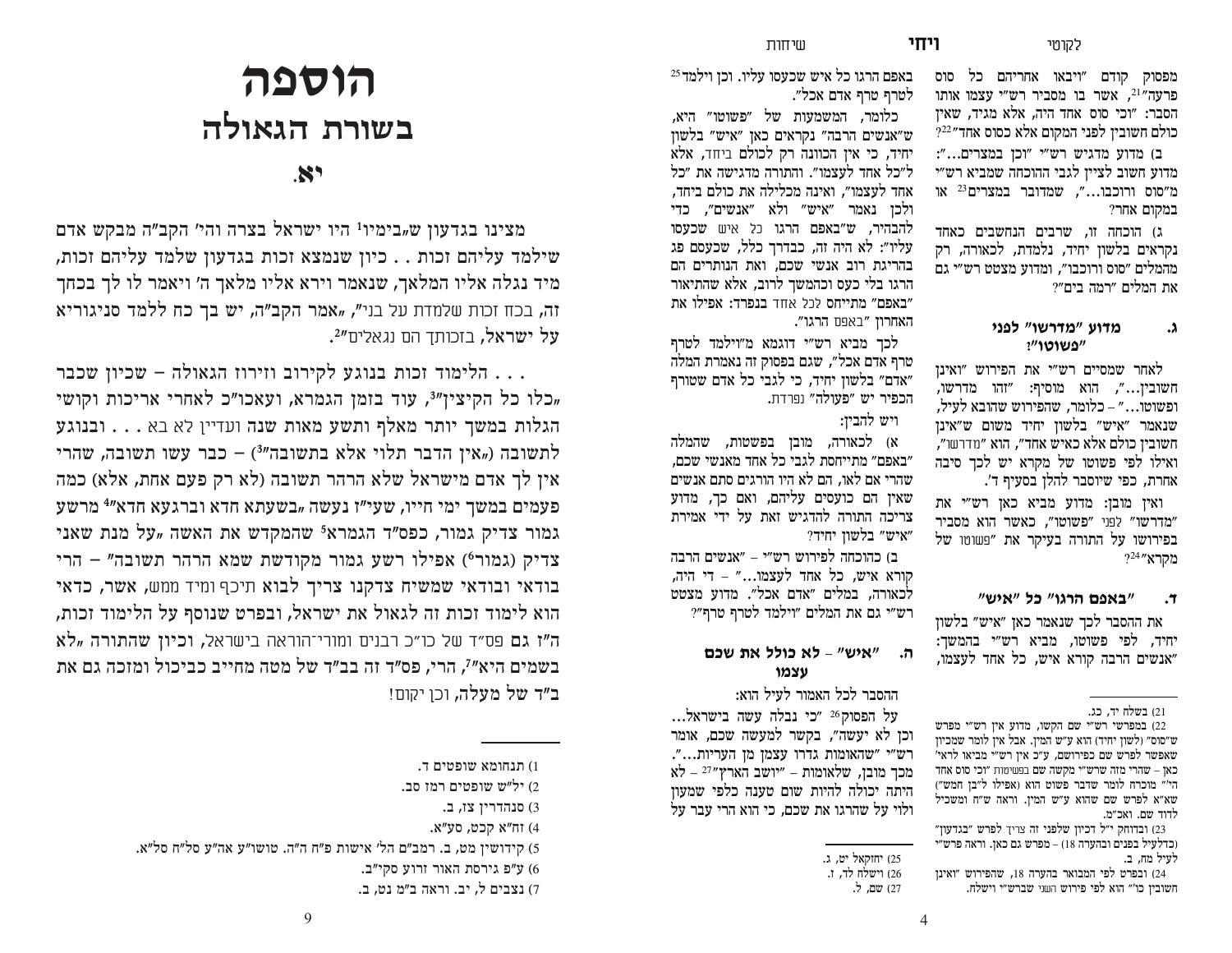מפסוק קודם "ויבאו אחריהם כל סוס פרעה"[21], אשר בו מסביר רש"י עצמו אותו הסבר: "וכי סוס אחד היה, אלא מגיד, שאין כולם חשובין לפני המקום אלא כסוס אחד"[22]?

ב) מדוע מדגיש רש"י "וכן במצרים...": מדוע חשוב לציין לגבי ההוכחה שמביא רש"י מ"סוס ורוכבו...", שמדובר במצרים[23] או במקום אחר?

ג) הוכחה זו, שרבים הנחשבים כאחד נקראים בלשון יחיד, נלמדת, לכאורה, רק מהמלים "סוס ורוכבו", ומדוע מצטט רש"י גם את המלים "רמה בים"?

### ג. מדוע "מדרשו" לפני "פשוטו"?

לאחר שמסיים רש"י את הפירוש "ואינן חשובין...", הוא מוסיף: "זהו מדרשו, ופשוטו..." – כלומר, שהפירוש שהובא לעיל, שנאמר "איש" בלשון יחיד משום ש"אינן חשובין כולם אלא כאיש אחד", הוא "מדרשו", ואילו לפי פשוטו של מקרא יש לכך סיבה אחרת, כפי שיוסבר להלן בסעיף ד'.

ואין מובן: מדוע מביא כאן רש"י את "מדרשו" לפני "פשוטו", כאשר הוא מסביר בפירושו על התורה בעיקר את "פשוטו של מקרא"[24]?

### ד. "באפם הרגו" כל "איש"

את ההסבר לכך שנאמר כאן "איש" בלשון יחיד, לפי פשוטו, מביא רש"י בהמשך: "אנשים הרבה קורא איש, כל אחד לעצמו, באפם הרגו כל איש שכעסו עליו. וכן וילמד[25] לטרף טרף אדם אכל".

כלומר, המשמעות של "פשוטו" היא, ש"אנשים הרבה" נקראים כאן "איש" בלשון יחיד, כי אין הכוונה רק לכולם ביחד, אלא ל"כל אחד לעצמו". והתורה מדגישה את "כל אחד לעצמו", ואינה מכלילה את כולם ביחד, ולכן נאמר "איש" ולא "אנשים", כדי להבהיר, ש"באפם הרגו כל איש שכעסו עליו": לא היה זה, כבדרך כלל, שכעסם פג בהריגת רוב אנשי שכם, ואת הנותרים הם הרגו בלי כעס וכהמשך לרוב, אלא שהתיאור "באפם" מתייחס לכל אחד בנפרד: אפילו את האחרון "באפם הרגו".

לכך מביא רש"י דוגמא מ"וילמד לטרף טרף אדם אכל", שגם בפסוק זה נאמרת המלה "אדם" בלשון יחיד, כי לגבי כל אדם שטורף הכפיר יש "פעולה" נפרדת.

ויש להבין:

א) לכאורה, מובן בפשטות, שהמלה "באפם" מתייחסת לגבי כל אחד מאנשי שכם, שהרי אם לאו, הם לא היו הורגים סתם אנשים שאין הם כועסים עליהם, ואם כך, מדוע צריכה התורה להדגיש זאת על ידי אמירת "איש" בלשון יחיד?

ב) כהוכחה לפירוש רש"י – "אנשים הרבה קורא איש, כל אחד לעצמו..." – די היה, לכאורה, במלים "אדם אכל". מדוע מצטט רש"י גם את המלים "וילמד לטרף טרף"?

### ה. "איש" – לא כולל את שכם עצמו

ההסבר לכל האמור לעיל הוא:

על הפסוק[26] "כי נבלה עשה בישראל... וכן לא יעשה", בקשר למעשה שכם, אומר רש"י "שהאומות גדרו עצמן מן העריות...". מכך מובן, שלאומות – "יושב הארץ"[27] – לא היתה יכולה להיות שום טענה כלפי שמעון ולוי על שהרגו את שכם, כי הוא הרי עבר על

---

21) בשלח יד, כג.

22) במפרשי רש"י שם הקשו, מדוע אין רש"י מפרש ש"סוס" (לשון יחיד) הוא ע"ש המין. אבל אין לומר שמכיון שאפשר לפרש שם כפירושם, ע"כ אין רש"י מביאו לראי' כאן – שהרי מזה שרש"י מקשה שם בפשיטות "וכי סוס אחד הי'" מוכרח לומר שדבר פשוט הוא (אפילו ל"בן חמש") שא"א לפרש שם שהוא ע"ש המין. וראה ש"ח ומשכיל לדוד שם. ואכ"מ.

23) ובדוחק י"ל דכיון שלפני זה צריך לפרש "בגדעון" (כדלעיל בפנים ובהערה 18) – מפרש גם כאן. וראה פרש"י לעיל מח, ב.

24) ובפרט לפי המבואר בהערה 18, שהפירוש "ואינן חשובין כו'" הוא לפי פירוש השני שברש"י וישלח.

25) יחזקאל יט, ג.

26) וישלח לד, ז.

27) שם, ל.

---

# הוספה
## בשורת הגאולה
### יא.

מצינו בגדעון ש"בימיו[1] היו ישראל בצרה והי' הקב"ה מבקש אדם שילמד עליהם זכות . . כיון שנמצא זכות בגדעון שלמד עליהם זכות, מיד נגלה אליו המלאך, שנאמר וירא אליו מלאך ה' ויאמר לו לך בכחך זה, בכח זכות שלמדת על בני", "אמר הקב"ה, יש בך כח ללמד סניגוריא על ישראל, בזכותך הם נגאלים"[2].

. . . הלימוד זכות בנוגע לקירוב וזירוז הגאולה – שכיון שכבר "כלו כל הקיצין"[3], עוד בזמן הגמרא, ועאכו"כ לאחרי אריכות וקושי הגלות במשך יותר מאלף ותשע מאות שנה ועדיין לא בא . . . ובנוגע לתשובה ("אין הדבר תלוי אלא בתשובה"[3]) – כבר עשו תשובה, שהרי אין לך אדם מישראל שלא הרהר תשובה (לא רק פעם אחת, אלא) כמה פעמים במשך ימי חייו, שעי"ז נעשה "בשעתא חדא וברגעא חדא"[4] מרשע גמור צדיק גמור, כפס"ד הגמרא[5] שהמקדש את האשה "על מנת שאני צדיק (גמור[6]) אפילו רשע גמור מקודשת שמא הרהר תשובה" – הרי בודאי ובודאי שמשיח צדקנו צריך לבוא תיכף ומיד ממש, אשר, כדאי הוא לימוד זכות זה לגאול את ישראל, ובפרט שנוסף על הלימוד זכות, ה"ז גם פס"ד של כו"כ רבנים ומורי־הוראה בישראל, וכיון שהתורה "לא בשמים היא"[7], הרי, פס"ד זה בב"ד של מטה מחייב כביכול ומזכה גם את ב"ד של מעלה, וכן יקום!

---

1) תנחומא שופטים ד.

2) יל"ש שופטים רמז סב.

3) סנהדרין צז, ב.

4) זח"א קכט, סע"א.

5) קידושין מט, ב. רמב"ם הל' אישות פ"ח ה"ה. טושו"ע אה"ע סל"ח סל"א.

6) ע"פ גירסת האור זרוע סקי"ב.

7) נצבים ל, יב. וראה ב"מ נט, ב.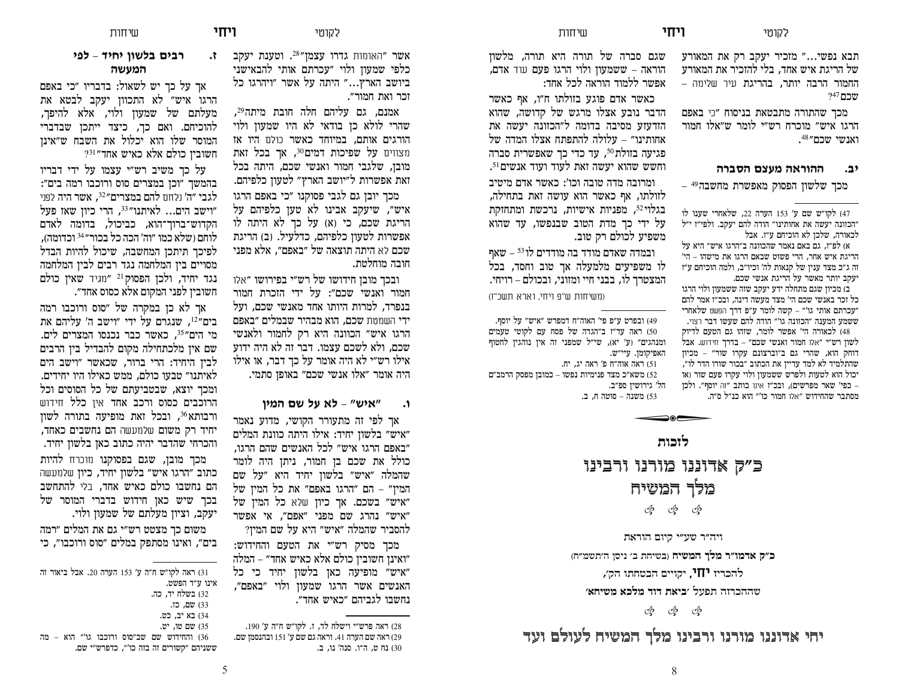אשר "האומות גדרו עצמן"[28]. וטענת יעקב כלפי שמעון ולוי "עכרתם אותי להבאישני ביושב הארץ..." היתה על אשר "ויהרגו כל זכר ואת חמור".

אמנם, גם עליהם חלה חובת מיתה[29], שהרי לולא כן בודאי לא היו שמעון ולוי הורגים אותם, במיוחד כאשר כולם היו אז מצווים על שפיכות דמים[30], אך בכל זאת מובן, שלגבי חמור ואנשי שכם, היתה בכל זאת אפשרות ל"יושב הארץ" לטעון כלפיהם.

מכך יובן גם לגבי פסוקנו "כי באפם הרגו איש", שיעקב אבינו לא טען כלפיהם על הריגת שכם, כי (א) על כך לא היתה לו אפשרות לטעון כלפיהם, כדלעיל. (ב) הריגת שכם לא היתה תוצאה של "באפם", אלא מפני חובה מוחלטת.

ובכך מובן חידושו של רש"י בפירושו "אלו חמור ואנשי שכם": על ידי הזכרת חמור בנפרד, למרות היותו אחד מאנשי שכם, ועל ידי השמטת שכם, הוא מבהיר שבמלים "באפם הרגו איש" הכוונה היא רק לחמור ולאנשי שכם, ולא לשכם עצמו. דבר זה לא היה ידוע אילו רש"י לא היה אומר על כך דבר, או אילו היה אומר "אלו אנשי שכם" באופן סתמי.

### ו. "איש" – לא על שם המין

אך לפי זה מתעורר הקושי, מדוע נאמר "איש" בלשון יחיד: אילו היתה כוונת המלים "באפם הרגו איש" לכל האנשים שהם הרגו, כולל את שכם בן חמור, ניתן היה לומר שהמלה "איש" בלשון יחיד היא "על שם המין" – הם "הרגו באפם" את כל המין של "איש" בשכם. אך כיון שלא כל המין של "איש" נהרג שם מפני "אפם", אי אפשר להסביר שהמלה "איש" היא על שם המין?

מכך מסיק רש"י את הטעם והחידוש: "ואינן חשובין כולם אלא כאיש אחד" – המלה "איש" מופיעה כאן בלשון יחיד כי כל האנשים אשר הרגו שמעון ולוי "באפם", נחשבו לגביהם "כאיש אחד".

### ז. רבים בלשון יחיד – לפי המעשה

אך על כך יש לשאול: כי בדבריו "כי באפם הרגו איש" לא התכוון יעקב לבטא את מעלתם של שמעון ולוי, אלא להיפך, להוכיחם. ואם כך, כיצד ייתכן שבדברי המוסר שלו הוא יכלול את השבח ש"אינן חשובין כולם אלא כאיש אחד"[31]?

על כך משיב רש"י עצמו על ידי דבריו בהמשך "וכן במצרים סוס ורוכבו רמה בים": לגבי "ה' נלחם להם במצרים"[32], אשר היה לפני "ויושב הים... לאיתנו"[33], הרי כיון שאז פעל הקדוש-ברוך-הוא, כביכול, בדומה לאדם לוחם (שלא כמו "וה' הכה כל בכור"[34] וכדומה), לפיכך תיתכן המחשבה, שיכול להיות הבדל מסויים בין המלחמה נגד רבים לבין המלחמה נגד יחיד, ולכן הפסוק[21] "מגיד שאין כולם חשובין לפני המקום אלא כסוס אחד".

אך לא כן במקרה של "סוס ורוכבו רמה בים"[12], שנגרם על ידי "וישב ה' עליהם את מי הים"[35], כאשר כבר נכנסו המצרים לים. שם אין מלכתחילה מקום להבדיל בין הרבים לבין היחיד: הרי ברור, שכאשר "וישב הים לאיתנו" טבעו כולם, ממש כאילו היו יחידים. ומכך יוצא, שבטבעיתם של כל הסוסים וכל הרוכבים כסוס ורכב אחד אין כלל חידוש ורבותא[36], ובכל זאת מופיעה בתורה לשון יחיד רק משום שלמעשה הם נחשבים כאחד, והכרחי שהדבר יהיה כתוב כאן בלשון יחיד.

מכך מובן, שגם בפסוקנו מוכרח להיות כתוב "הרגו איש" בלשון יחיד, כיון שלמעשה הם נחשבו כולם כאיש אחד, בלי להתחשב בכך שיש כאן חידוש בדברי המוסר של יעקב, וציון מעלתם של שמעון ולוי.

משום כך מצטט רש"י גם את המלים "רמה בים", ואינו מסתפק במלים "סוס ורוכבו", כי

---

28) ראה פרש"י וישלח לד, ז. לקו"ש ח"ה ע' 190.

29) ראה שם הערה 41. וראה גם שם ע' 151 ובהנסמן שם.

30) נח ט, ה"ו. סנה' נו, ב.

31) ראה לקו"ש ח"ה ע' 153 הערה 20. אבל ביאור זה אינו ע"ד הפשט.

32) בשלח יד, כה.

33) שם, כז.

34) בא יב, כט.

35) שם טו, יט.

36) והחידוש שם שב"סוס ורוכבו גו'" הוא – מה ששניהם "קשורים זה בזה כו'", כדפרש"י שם.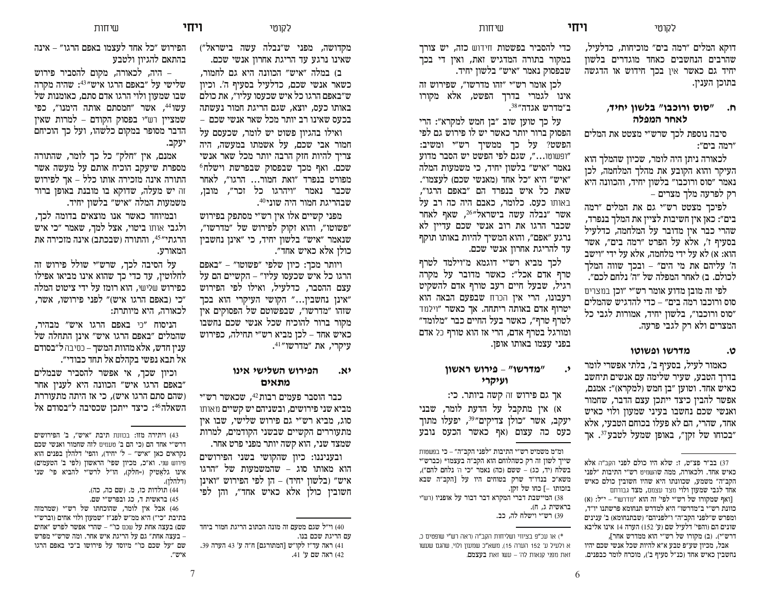דוקא המלים "רמה בים" מוכיחות, כדלעיל, שהרבים הנחשבים כאחד מוגדרים בלשון יחיד גם כאשר אין בכך חידוש או הדגשה בתוכן הענין.

## ח. "סוס ורוכבו" בלשון יחיד, לאחר המפלה

סיבה נוספת לכך שרש"י מצטט את המלים "רמה בים":

לכאורה ניתן היה לומר, שכיון שהמלך הוא העיקר והוא הקובע את מהלך המלחמה, לכן נאמר "סוס ורוכבו" בלשון יחיד, והכוונה היא רק לפרעה מלך מצרים –

לפיכך מצטט רש"י גם את המלים "רמה בים": כאן אין חשיבות לציין את המלך בנפרד, שהרי כבר אין מדובר על המלחמה, כדלעיל בסעיף ז', אלא על הפרט "רמה בים", אשר הוא: א) לא על ידי מלחמה, אלא על ידי "וישב ה' עליהם את מי הים" – ובכך שווה המלך לכולם. ב) לאחר המפלה של "ה' נלחם לכם".

לפי זה מובן מדוע אומר רש"י "וכן במצרים סוס ורוכבו רמה בים" – כדי להדגיש שהמלים "סוס ורוכבו", בלשון יחיד, אמורות לגבי כל המצרים ולא רק לגבי פרעה.

## ט. מדרשו ופשוטו

כאמור לעיל, בסעיף ב', בלתי אפשרי לומר בדרך הטבע, שעיר שלימה עם אנשים תיחשב כאיש אחד. וטוען "בן חמש (למקרא)": אמנם, אפשר להבין כיצד ייתכן עצם הדבר, שחמור ואנשי שכם נחשבו בעיני שמעון ולוי כאיש אחד, שהרי, הם לא פעלו בכוחם הטבעי, אלא "בכוחו של זקן", באופן שמעל לטבע[37]. אך כדי להסביר בפשטות חידוש כזה, יש צורך במקור בתורה המדגיש זאת, ואין די בכך שבפסוק נאמר "איש" בלשון יחיד.

לכן אומר רש"י "זהו מדרשו", שפירוש זה אינו לגמרי בדרך הפשט, אלא מקורו ב"מדרש אגדה"[38].

על כך טוען שוב "בן חמש למקרא": הרי הפסוק ברור יותר כאשר יש לו פירוש גם לפי הפשט? על כך ממשיך רש"י ומשיב: "ופשוטו...", שגם לפי הפשט יש הסבר מדוע נאמר "איש" בלשון יחיד, כי משמעות המלה "איש" היא "כל אחד (מאנשי שכם) לעצמו". שאת כל איש בנפרד הם "באפם הרגו", באותו כעס. כלומר, כאבם היה כה רב על אשר "נבלה עשה בישראל"[26], שאף לאחר שכבר הרגו את רוב אנשי שכם עדיין לא נרגע "אפם", והוא המשיך להיות באותו תוקף עד להריגת אחרון אנשי שכם.

לכך מביא רש"י דוגמא מ"וילמד לטרף טרף אדם אכל": כאשר מדובר על מקרה רגיל, שבעל חיים רעב טורף אדם להשקיט רעבונו, הרי אין הכרח שבפעם הבאה הוא יטרוף אדם באותה ריתחה. אך כאשר "וילמד לטרף טרף", כאשר בעל החיים כבר "מלומד" ומורגל בטרף אדם, הרי אז הוא טורף כל אדם בפני עצמו באותו אופן.

## י. "מדרשו" – פירוש ראשון ועיקרי

אך גם פירוש זה קשה ביותר. כי:

א) אין מתקבל על הדעת לומר, שבני יעקב, אשר "כולם צדיקים"[39], יפעלו מתוך כעס כה עצום (אף כאשר הכעס נובע מקדושה, מפני ש"נבלה עשה בישראל") שאינו נרגע עד הריגת אחרון אנשי שכם.

ב) במלה "איש" הכוונה היא גם לחמור, כשאר אנשי שכם, כדלעיל בסעיף ה'. וכיון ש"באפם הרגו כל איש שכעסו עליו", את כולם באותו כעס, יוצא, שגם הריגת חמור נעשתה בכעס שאינו רב יותר מכל שאר אנשי שכם –

ואילו בהגיון פשוט יש לומר, שכעסם על חמור אבי שכם, על אשמתו במעשה, היה צריך להיות חזק הרבה יותר מכל שאר אנשי שכם. ואף מכך שבפסוק שבפרשת וישלח[6] מפורט בנפרד "ואת חמור... הרגו", לאחר שכבר נאמר "ויהרגו כל זכר", מובן, שבהריגת חמור היה שוני[40].

מפני קשיים אלו אין רש"י מסתפק בפירוש "פשוטו", והוא זקוק לפירוש של "מדרשו", שנאמר "איש" בלשון יחיד, כי "אינן נחשבין כולן אלא כאיש אחד".

ויותר מכך: כיון שלפי "פשוטו" – "באפם הרגו כל איש שכעסו עליו" – הקושיים הם על עצם ההסבר, כדלעיל, ואילו לפי הפירוש "אינן נחשבין..." הקושי העיקרי הוא בכך שזהו "מדרשו", שבפשוטם של הפסוקים אין מקור ברור להוכיח שכל אנשי שכם נחשבו כאיש אחד – לכן מביא רש"י תחילה, כפירוש עיקרי, את "מדרשו"[41].

## יא. הפירוש השלישי אינו מתאים

כבר הוסבר פעמים רבות[42], שכאשר רש"י מביא שני פירושים, ובשניהם יש קשיים מאותו סוג, מביא רש"י גם פירוש שלישי, שבו אין מתעוררים הקשיים שבשני הקודמים, למרות שמצד שני, הוא קשה יותר מפני פרט אחר.

ובעניננו: כיון שהקושי בשני הפירושים הוא מאותו סוג – שהמשמעות של "הרגו איש" (בלשון יחיד) – הן לפי הפירוש "ואינן חשובין כולן אלא כאיש אחד", והן לפי הפירוש "כל אחד לעצמו באפם הרגו" – אינה בהתאם להגיון ולטבע

– היה, לכאורה, מקום להסביר פירוש שלישי על "באפם הרגו איש"[43]: שהיה מקרה שבו שמעון ולוי הרגו אדם סתם, כאומנות של עשו[44], אשר "חמסתם אותה הימנו", כפי שמציין רש"י בפסוק הקודם – למרות שאין הדבר מסופר במקום כלשהו, ועל כך הוכיח יעקב.

אמנם, אין "חלק" כל כך לומר, שהתורה מספרת שיעקב הוכיח אותם על מעשה אשר התורה אינה מזכירה אותו כלל – אך לפירוש זה יש מעלה, שדוקא בו מובנת באופן ברור משמעות המלה "איש" בלשון יחיד.

ובמיוחד כאשר אנו מוצאים בדומה לכך, ולגבי אותו ביטוי, אצל למך, שאמר "כי איש הרגתי"[45], והתורה (שבכתב) אינה מזכירה את המאורע.

על הסיבה לכך, שרש"י שולל פירוש זה לחלוטין, עד כדי כך שהוא אינו מביאו אפילו כפירוש שלישי, הוא רומז על ידי ציטוט המלה "כי (באפם הרגו איש)" לפני פירושו, אשר, לכאורה, היא מיותרת:

הניסוח "כי באפם הרגו איש" מבהיר, שהמלים "באפם הרגו איש" אינן התחלה של ענין חדש, אלא מהוות המשך – כסיבה ל"בסודם אל תבא נפשי בקהלם אל תחד כבודי".

וכיון שכך, אי אפשר להסביר שבמלים "באפם הרגו איש" הכוונה היא לענין אחר (שהם סתם הרגו איש), כי אז היתה מתעוררת השאלה[46]: כיצד ייתכן שכסיבה ל"בסודם אל

---

37) בב"ר פצ"ט, ז: שלא היו כולם לפני הקב"ה אלא כאיש אחד. ולכאורה, ממה שהשמיט רש"י התיבות "לפני הקב"ה" משמע, שכוונתו היא שהיו חשובין כולם כאיש אחד לגבי שמעון ולוי מצד עצמם, מצד גבורתם

[ואף שמקורו של רש"י לפי' זה הוא "מדרשו" – י"ל: (א) כוונת רש"י ב"מדרשו" היא למדרש תנחומא פרשתנו יו"ד, ומפרש ש"לפני הקב"ה" ו"לפניהם" (שבתנחומא) ב' ענינים שונים הם (והפי' דלעיל שם (ע' 152) הערה 14 אינו אליבא דרש"י). (ב) מקורו של רש"י הוא ממדרש אחר].

אבל, מכיון שע"פ טבע א"א להיות שכל אנשי שכם יהיו נחשבין כאיש אחד (כנ"ל סעיף ב'), מוכרח לומר כבפנים.

ומ"מ משמיט רש"י התיבות "לפני הקב"ה" – כי בפשטות שייך לשון זה רק כשהלוחם הוא הקב"ה בעצמו* (כברש"י בשלח (יד, כג) – ששם (כה) נאמר "כי ה' נלחם להם"), משא"כ בנדו"ד שרק בטוחים היו על [הקב"ה שבא בזכותו –] כחו של זקן.

38) המיישבת דברי המקרא דבר דבור על אופניו (רש"י בראשית ג, ח).

39) רש"י וישלח לה, כב.

*) או עכ"פ בציווי ושליחות הקב"ה (ראה רש"י שופטים כ, א ולעיל ע' 152 הערה 15), משא"כ שמעון ולוי, שהגם שעשו זאת מפני קנאות לה' – עשו זאת בעצמם.

40) וי"ל שגם מטעם זה מונה הכתוב הריגת חמור ביחד עם הריגת שכם בנו.

41) ראה עד"ז לקו"ש [המתורגם] ח"ה ע' 43 הערה 39.

42) ראה שם ע' 41.

43) ויתירה מזו: בכוונת תיבת "איש", ב' הפירושים דרש"י אחד הם (כי הם ב' טעמים לזה שחמור ואנשי שכם נקראים כאן "איש" – ל' יחיד), והפי' דלהלן בפנים הוא פירוש שני. וא"כ, מכיון שפי' הראשון (לפי ב' הטעמים) אינו גלאטיק (=חלק), הו"ל לרש"י להביא פי' שני (דלהלן).

44) תולדות כז, מ. (שם כה, כח).

45) בראשית ד, כג ובפרש"י שם.

46) אבל אין לומר, שהוכחתו של רש"י (שמרמזה בתיבת "כי") היא ממ"ש לפנ"ז "שמעון ולוי אחים (וברש"י שם) בעצה אחת על שכם כו'" – שהרי אפשר לפרש "אחים – בעצה אחת" גם על הריגת איש אחר. ומה שרש"י מפרש שם "על שכם כו'" מיוסד על פירושו ב"כי באפם הרגו איש".